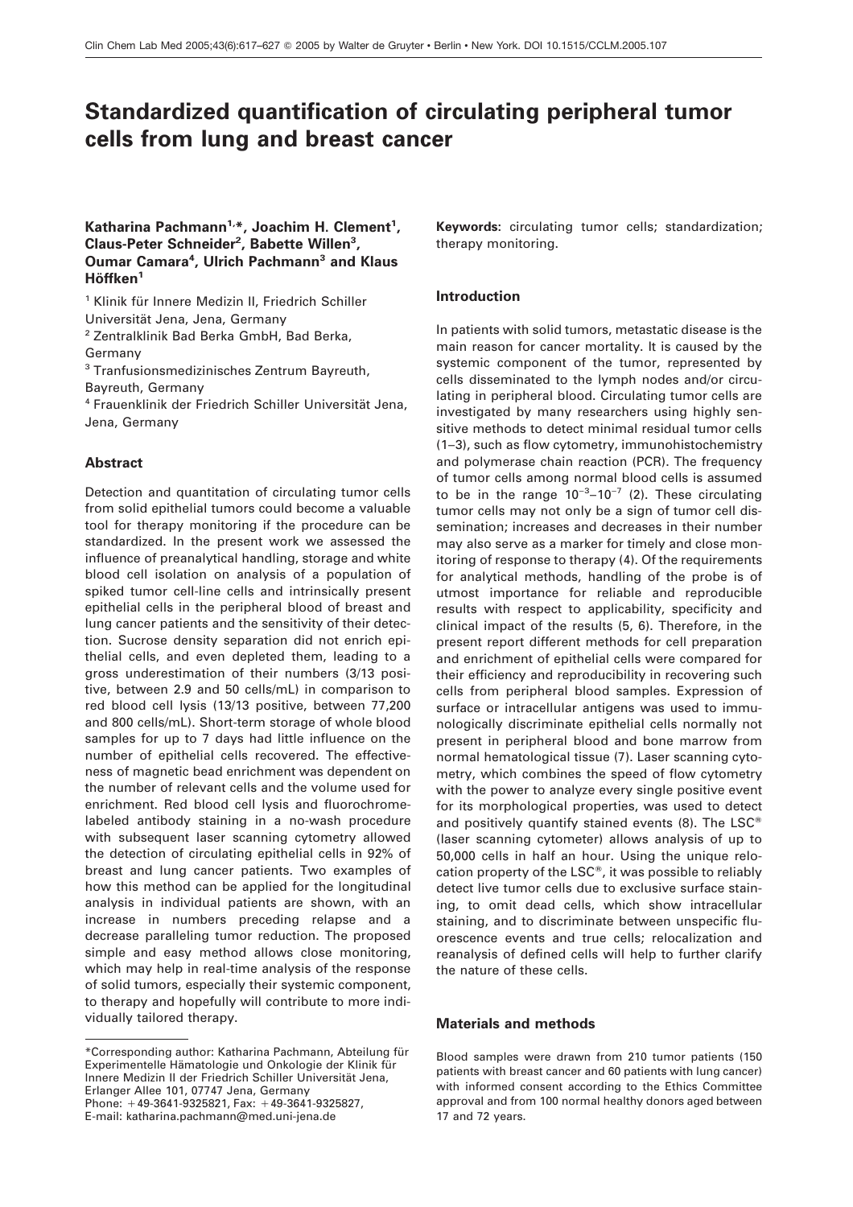# Standardized quantification of circulating peripheral tumor cells from lung and breast cancer

**Katharina Pachmann[1,]*, Joachim H. Clement[1], Claus-Peter Schneider[2], Babette Willen[3], Oumar Camara[4], Ulrich Pachmann[3] and Klaus Höffken[1]**

[1] Klinik für Innere Medizin II, Friedrich Schiller Universität Jena, Jena, Germany

[2] Zentralklinik Bad Berka GmbH, Bad Berka, Germany

[3] Tranfusionsmedizinisches Zentrum Bayreuth, Bayreuth, Germany

[4] Frauenklinik der Friedrich Schiller Universität Jena, Jena, Germany

## Abstract

Detection and quantitation of circulating tumor cells from solid epithelial tumors could become a valuable tool for therapy monitoring if the procedure can be standardized. In the present work we assessed the influence of preanalytical handling, storage and white blood cell isolation on analysis of a population of spiked tumor cell-line cells and intrinsically present epithelial cells in the peripheral blood of breast and lung cancer patients and the sensitivity of their detection. Sucrose density separation did not enrich epithelial cells, and even depleted them, leading to a gross underestimation of their numbers (3/13 positive, between 2.9 and 50 cells/mL) in comparison to red blood cell lysis (13/13 positive, between 77,200 and 800 cells/mL). Short-term storage of whole blood samples for up to 7 days had little influence on the number of epithelial cells recovered. The effectiveness of magnetic bead enrichment was dependent on the number of relevant cells and the volume used for enrichment. Red blood cell lysis and fluorochrome-labeled antibody staining in a no-wash procedure with subsequent laser scanning cytometry allowed the detection of circulating epithelial cells in 92% of breast and lung cancer patients. Two examples of how this method can be applied for the longitudinal analysis in individual patients are shown, with an increase in numbers preceding relapse and a decrease paralleling tumor reduction. The proposed simple and easy method allows close monitoring, which may help in real-time analysis of the response of solid tumors, especially their systemic component, to therapy and hopefully will contribute to more individually tailored therapy.

*Corresponding author: Katharina Pachmann, Abteilung für Experimentelle Hämatologie und Onkologie der Klinik für Innere Medizin II der Friedrich Schiller Universität Jena, Erlanger Allee 101, 07747 Jena, Germany
Phone: +49-3641-9325821, Fax: +49-3641-9325827,
E-mail: katharina.pachmann@med.uni-jena.de

**Keywords:** circulating tumor cells; standardization; therapy monitoring.

## Introduction

In patients with solid tumors, metastatic disease is the main reason for cancer mortality. It is caused by the systemic component of the tumor, represented by cells disseminated to the lymph nodes and/or circulating in peripheral blood. Circulating tumor cells are investigated by many researchers using highly sensitive methods to detect minimal residual tumor cells (1–3), such as flow cytometry, immunohistochemistry and polymerase chain reaction (PCR). The frequency of tumor cells among normal blood cells is assumed to be in the range $10^{-3}$–$10^{-7}$ (2). These circulating tumor cells may not only be a sign of tumor cell dissemination; increases and decreases in their number may also serve as a marker for timely and close monitoring of response to therapy (4). Of the requirements for analytical methods, handling of the probe is of utmost importance for reliable and reproducible results with respect to applicability, specificity and clinical impact of the results (5, 6). Therefore, in the present report different methods for cell preparation and enrichment of epithelial cells were compared for their efficiency and reproducibility in recovering such cells from peripheral blood samples. Expression of surface or intracellular antigens was used to immunologically discriminate epithelial cells normally not present in peripheral blood and bone marrow from normal hematological tissue (7). Laser scanning cytometry, which combines the speed of flow cytometry with the power to analyze every single positive event for its morphological properties, was used to detect and positively quantify stained events (8). The LSC® (laser scanning cytometer) allows analysis of up to 50,000 cells in half an hour. Using the unique relocation property of the LSC®, it was possible to reliably detect live tumor cells due to exclusive surface staining, to omit dead cells, which show intracellular staining, and to discriminate between unspecific fluorescence events and true cells; relocalization and reanalysis of defined cells will help to further clarify the nature of these cells.

## Materials and methods

Blood samples were drawn from 210 tumor patients (150 patients with breast cancer and 60 patients with lung cancer) with informed consent according to the Ethics Committee approval and from 100 normal healthy donors aged between 17 and 72 years.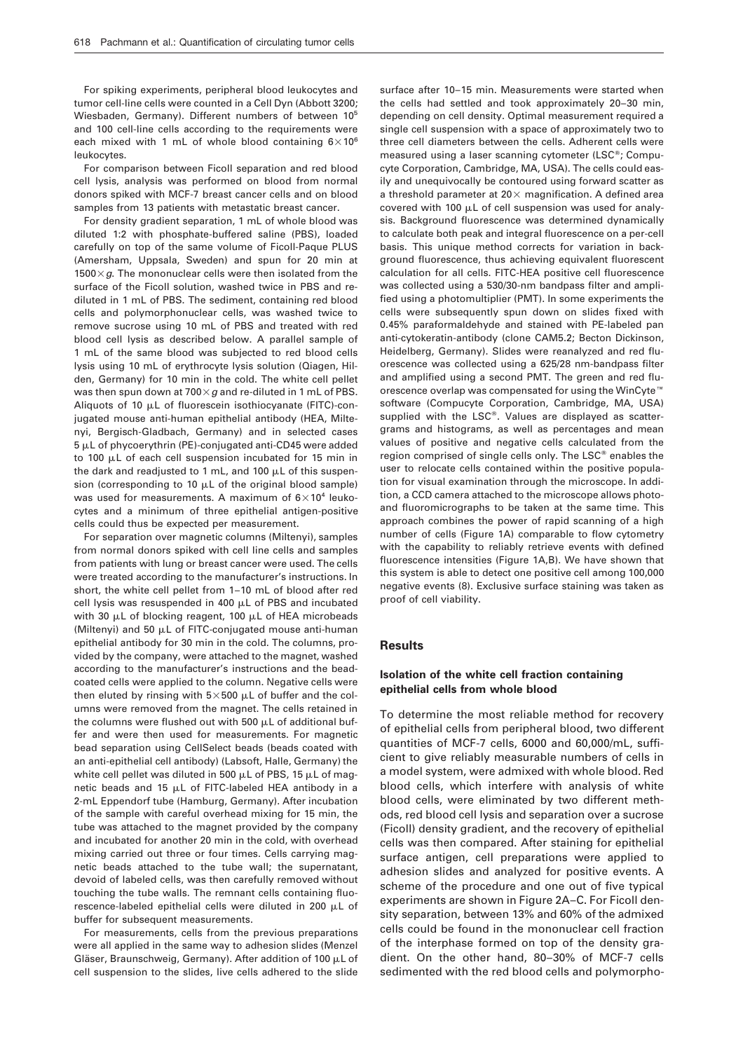For spiking experiments, peripheral blood leukocytes and tumor cell-line cells were counted in a Cell Dyn (Abbott 3200; Wiesbaden, Germany). Different numbers of between $10^5$ and 100 cell-line cells according to the requirements were each mixed with 1 mL of whole blood containing $6\times10^6$ leukocytes.

For comparison between Ficoll separation and red blood cell lysis, analysis was performed on blood from normal donors spiked with MCF-7 breast cancer cells and on blood samples from 13 patients with metastatic breast cancer.

For density gradient separation, 1 mL of whole blood was diluted 1:2 with phosphate-buffered saline (PBS), loaded carefully on top of the same volume of Ficoll-Paque PLUS (Amersham, Uppsala, Sweden) and spun for 20 min at $1500\times g$. The mononuclear cells were then isolated from the surface of the Ficoll solution, washed twice in PBS and re-diluted in 1 mL of PBS. The sediment, containing red blood cells and polymorphonuclear cells, was washed twice to remove sucrose using 10 mL of PBS and treated with red blood cell lysis as described below. A parallel sample of 1 mL of the same blood was subjected to red blood cells lysis using 10 mL of erythrocyte lysis solution (Qiagen, Hilden, Germany) for 10 min in the cold. The white cell pellet was then spun down at $700\times g$ and re-diluted in 1 mL of PBS. Aliquots of 10 μL of fluorescein isothiocyanate (FITC)-conjugated mouse anti-human epithelial antibody (HEA, Miltenyi, Bergisch-Gladbach, Germany) and in selected cases 5 μL of phycoerythrin (PE)-conjugated anti-CD45 were added to 100 μL of each cell suspension incubated for 15 min in the dark and readjusted to 1 mL, and 100 μL of this suspension (corresponding to 10 μL of the original blood sample) was used for measurements. A maximum of $6\times10^4$ leukocytes and a minimum of three epithelial antigen-positive cells could thus be expected per measurement.

For separation over magnetic columns (Miltenyi), samples from normal donors spiked with cell line cells and samples from patients with lung or breast cancer were used. The cells were treated according to the manufacturer's instructions. In short, the white cell pellet from 1–10 mL of blood after red cell lysis was resuspended in 400 μL of PBS and incubated with 30 μL of blocking reagent, 100 μL of HEA microbeads (Miltenyi) and 50 μL of FITC-conjugated mouse anti-human epithelial antibody for 30 min in the cold. The columns, provided by the company, were attached to the magnet, washed according to the manufacturer's instructions and the bead-coated cells were applied to the column. Negative cells were then eluted by rinsing with $5\times500$ μL of buffer and the columns were removed from the magnet. The cells retained in the columns were flushed out with 500 μL of additional buffer and were then used for measurements. For magnetic bead separation using CellSelect beads (beads coated with an anti-epithelial cell antibody) (Labsoft, Halle, Germany) the white cell pellet was diluted in 500 μL of PBS, 15 μL of magnetic beads and 15 μL of FITC-labeled HEA antibody in a 2-mL Eppendorf tube (Hamburg, Germany). After incubation of the sample with careful overhead mixing for 15 min, the tube was attached to the magnet provided by the company and incubated for another 20 min in the cold, with overhead mixing carried out three or four times. Cells carrying magnetic beads attached to the tube wall; the supernatant, devoid of labeled cells, was then carefully removed without touching the tube walls. The remnant cells containing fluorescence-labeled epithelial cells were diluted in 200 μL of buffer for subsequent measurements.

For measurements, cells from the previous preparations were all applied in the same way to adhesion slides (Menzel Gläser, Braunschweig, Germany). After addition of 100 μL of cell suspension to the slides, live cells adhered to the slide surface after 10–15 min. Measurements were started when the cells had settled and took approximately 20–30 min, depending on cell density. Optimal measurement required a single cell suspension with a space of approximately two to three cell diameters between the cells. Adherent cells were measured using a laser scanning cytometer (LSC®; Compucyte Corporation, Cambridge, MA, USA). The cells could easily and unequivocally be contoured using forward scatter as a threshold parameter at 20× magnification. A defined area covered with 100 μL of cell suspension was used for analysis. Background fluorescence was determined dynamically to calculate both peak and integral fluorescence on a per-cell basis. This unique method corrects for variation in background fluorescence, thus achieving equivalent fluorescent calculation for all cells. FITC-HEA positive cell fluorescence was collected using a 530/30-nm bandpass filter and amplified using a photomultiplier (PMT). In some experiments the cells were subsequently spun down on slides fixed with 0.45% paraformaldehyde and stained with PE-labeled pan anti-cytokeratin-antibody (clone CAM5.2; Becton Dickinson, Heidelberg, Germany). Slides were reanalyzed and red fluorescence was collected using a 625/28 nm-bandpass filter and amplified using a second PMT. The green and red fluorescence overlap was compensated for using the WinCyte™ software (Compucyte Corporation, Cambridge, MA, USA) supplied with the LSC®. Values are displayed as scattergrams and histograms, as well as percentages and mean values of positive and negative cells calculated from the region comprised of single cells only. The LSC® enables the user to relocate cells contained within the positive population for visual examination through the microscope. In addition, a CCD camera attached to the microscope allows photo- and fluoromicrographs to be taken at the same time. This approach combines the power of rapid scanning of a high number of cells (Figure 1A) comparable to flow cytometry with the capability to reliably retrieve events with defined fluorescence intensities (Figure 1A,B). We have shown that this system is able to detect one positive cell among 100,000 negative events (8). Exclusive surface staining was taken as proof of cell viability.

## Results

### Isolation of the white cell fraction containing epithelial cells from whole blood

To determine the most reliable method for recovery of epithelial cells from peripheral blood, two different quantities of MCF-7 cells, 6000 and 60,000/mL, sufficient to give reliably measurable numbers of cells in a model system, were admixed with whole blood. Red blood cells, which interfere with analysis of white blood cells, were eliminated by two different methods, red blood cell lysis and separation over a sucrose (Ficoll) density gradient, and the recovery of epithelial cells was then compared. After staining for epithelial surface antigen, cell preparations were applied to adhesion slides and analyzed for positive events. A scheme of the procedure and one out of five typical experiments are shown in Figure 2A–C. For Ficoll density separation, between 13% and 60% of the admixed cells could be found in the mononuclear cell fraction of the interphase formed on top of the density gradient. On the other hand, 80–30% of MCF-7 cells sedimented with the red blood cells and polymorpho-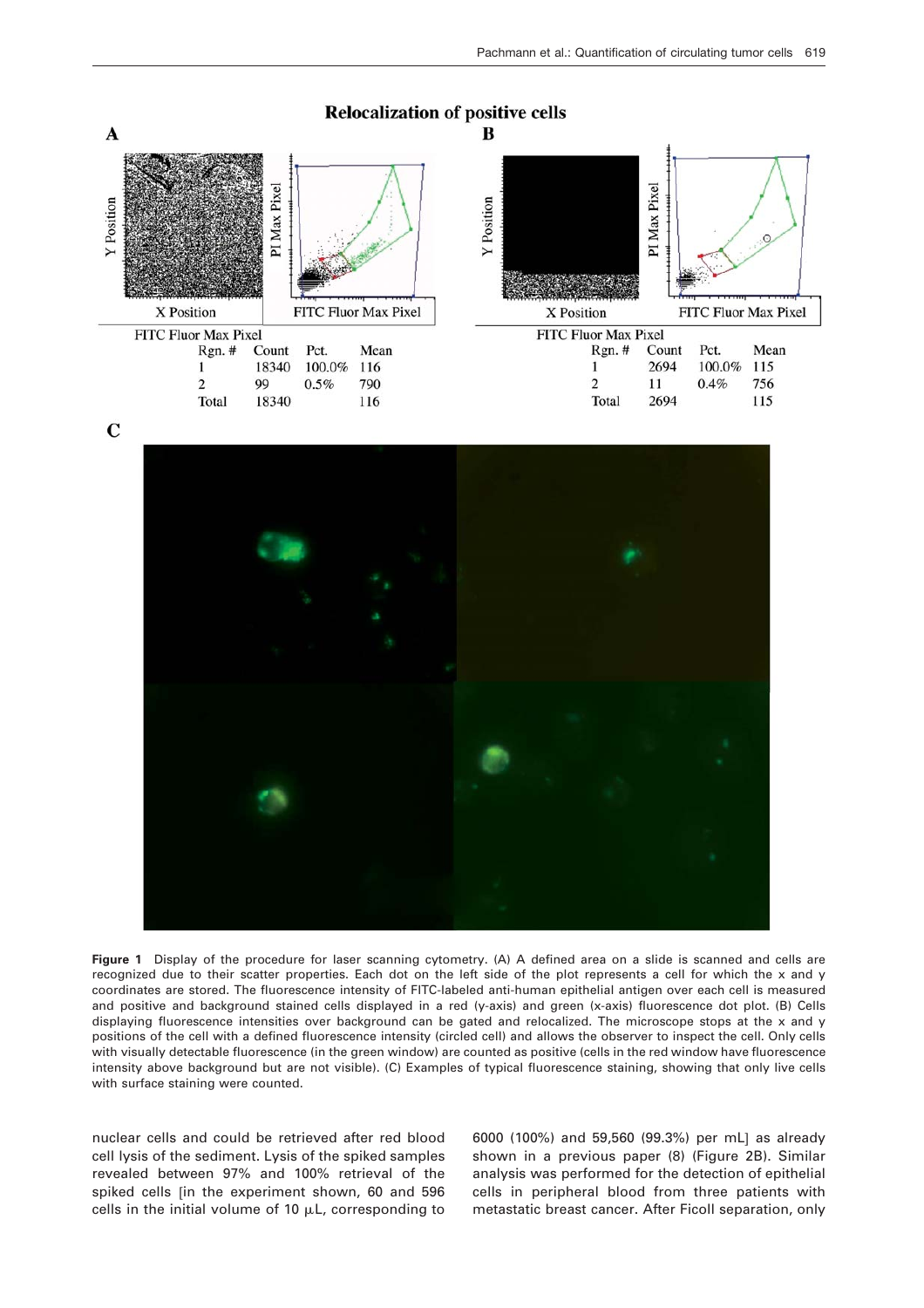**Relocalization of positive cells**

**A**

FITC Fluor Max Pixel

| Rgn. # | Count | Pct. | Mean |
|---|---|---|---|
| 1 | 18340 | 100.0% | 116 |
| 2 | 99 | 0.5% | 790 |
| Total | 18340 | | 116 |

**B**

FITC Fluor Max Pixel

| Rgn. # | Count | Pct. | Mean |
|---|---|---|---|
| 1 | 2694 | 100.0% | 115 |
| 2 | 11 | 0.4% | 756 |
| Total | 2694 | | 115 |

**C**

**Figure 1** Display of the procedure for laser scanning cytometry. (A) A defined area on a slide is scanned and cells are recognized due to their scatter properties. Each dot on the left side of the plot represents a cell for which the x and y coordinates are stored. The fluorescence intensity of FITC-labeled anti-human epithelial antigen over each cell is measured and positive and background stained cells displayed in a red (y-axis) and green (x-axis) fluorescence dot plot. (B) Cells displaying fluorescence intensities over background can be gated and relocalized. The microscope stops at the x and y positions of the cell with a defined fluorescence intensity (circled cell) and allows the observer to inspect the cell. Only cells with visually detectable fluorescence (in the green window) are counted as positive (cells in the red window have fluorescence intensity above background but are not visible). (C) Examples of typical fluorescence staining, showing that only live cells with surface staining were counted.

nuclear cells and could be retrieved after red blood cell lysis of the sediment. Lysis of the spiked samples revealed between 97% and 100% retrieval of the spiked cells [in the experiment shown, 60 and 596 cells in the initial volume of 10 μL, corresponding to 6000 (100%) and 59,560 (99.3%) per mL] as already shown in a previous paper (8) (Figure 2B). Similar analysis was performed for the detection of epithelial cells in peripheral blood from three patients with metastatic breast cancer. After Ficoll separation, only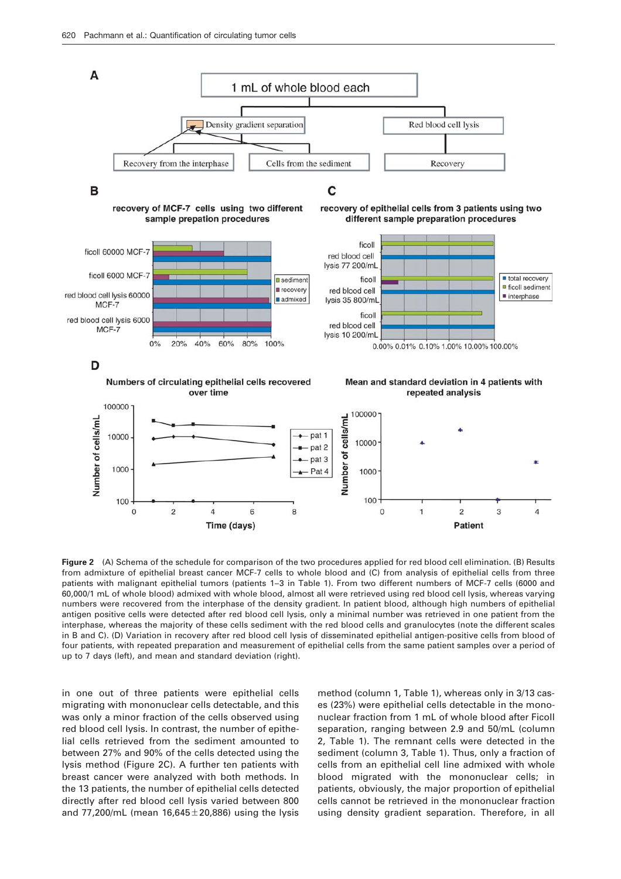**Figure 2** (A) Schema of the schedule for comparison of the two procedures applied for red blood cell elimination. (B) Results from admixture of epithelial breast cancer MCF-7 cells to whole blood and (C) from analysis of epithelial cells from three patients with malignant epithelial tumors (patients 1–3 in Table 1). From two different numbers of MCF-7 cells (6000 and 60,000/1 mL of whole blood) admixed with whole blood, almost all were retrieved using red blood cell lysis, whereas varying numbers were recovered from the interphase of the density gradient. In patient blood, although high numbers of epithelial antigen positive cells were detected after red blood cell lysis, only a minimal number was retrieved in one patient from the interphase, whereas the majority of these cells sediment with the red blood cells and granulocytes (note the different scales in B and C). (D) Variation in recovery after red blood cell lysis of disseminated epithelial antigen-positive cells from blood of four patients, with repeated preparation and measurement of epithelial cells from the same patient samples over a period of up to 7 days (left), and mean and standard deviation (right).

in one out of three patients were epithelial cells migrating with mononuclear cells detectable, and this was only a minor fraction of the cells observed using red blood cell lysis. In contrast, the number of epithelial cells retrieved from the sediment amounted to between 27% and 90% of the cells detected using the lysis method (Figure 2C). A further ten patients with breast cancer were analyzed with both methods. In the 13 patients, the number of epithelial cells detected directly after red blood cell lysis varied between 800 and 77,200/mL (mean 16,645±20,886) using the lysis method (column 1, Table 1), whereas only in 3/13 cases (23%) were epithelial cells detectable in the mononuclear fraction from 1 mL of whole blood after Ficoll separation, ranging between 2.9 and 50/mL (column 2, Table 1). The remnant cells were detected in the sediment (column 3, Table 1). Thus, only a fraction of cells from an epithelial cell line admixed with whole blood migrated with the mononuclear cells; in patients, obviously, the major proportion of epithelial cells cannot be retrieved in the mononuclear fraction using density gradient separation. Therefore, in all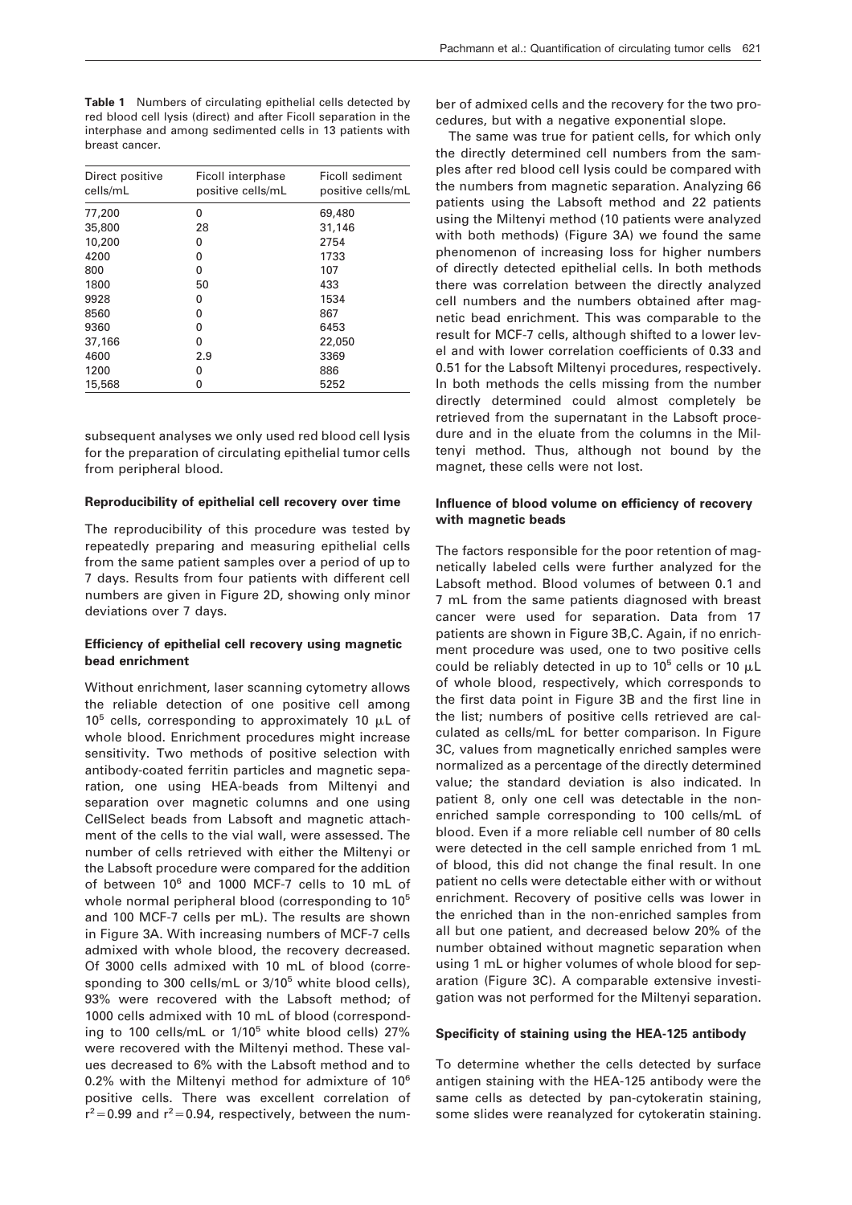**Table 1** Numbers of circulating epithelial cells detected by red blood cell lysis (direct) and after Ficoll separation in the interphase and among sedimented cells in 13 patients with breast cancer.

| Direct positive cells/mL | Ficoll interphase positive cells/mL | Ficoll sediment positive cells/mL |
|---|---|---|
| 77,200 | 0 | 69,480 |
| 35,800 | 28 | 31,146 |
| 10,200 | 0 | 2754 |
| 4200 | 0 | 1733 |
| 800 | 0 | 107 |
| 1800 | 50 | 433 |
| 9928 | 0 | 1534 |
| 8560 | 0 | 867 |
| 9360 | 0 | 6453 |
| 37,166 | 0 | 22,050 |
| 4600 | 2.9 | 3369 |
| 1200 | 0 | 886 |
| 15,568 | 0 | 5252 |

subsequent analyses we only used red blood cell lysis for the preparation of circulating epithelial tumor cells from peripheral blood.

### Reproducibility of epithelial cell recovery over time

The reproducibility of this procedure was tested by repeatedly preparing and measuring epithelial cells from the same patient samples over a period of up to 7 days. Results from four patients with different cell numbers are given in Figure 2D, showing only minor deviations over 7 days.

### Efficiency of epithelial cell recovery using magnetic bead enrichment

Without enrichment, laser scanning cytometry allows the reliable detection of one positive cell among $10^5$ cells, corresponding to approximately 10 µL of whole blood. Enrichment procedures might increase sensitivity. Two methods of positive selection with antibody-coated ferritin particles and magnetic separation, one using HEA-beads from Miltenyi and separation over magnetic columns and one using CellSelect beads from Labsoft and magnetic attachment of the cells to the vial wall, were assessed. The number of cells retrieved with either the Miltenyi or the Labsoft procedure were compared for the addition of between $10^6$ and 1000 MCF-7 cells to 10 mL of whole normal peripheral blood (corresponding to $10^5$ and 100 MCF-7 cells per mL). The results are shown in Figure 3A. With increasing numbers of MCF-7 cells admixed with whole blood, the recovery decreased. Of 3000 cells admixed with 10 mL of blood (corresponding to 300 cells/mL or $3/10^5$ white blood cells), 93% were recovered with the Labsoft method; of 1000 cells admixed with 10 mL of blood (corresponding to 100 cells/mL or $1/10^5$ white blood cells) 27% were recovered with the Miltenyi method. These values decreased to 6% with the Labsoft method and to 0.2% with the Miltenyi method for admixture of $10^6$ positive cells. There was excellent correlation of $r^2=0.99$ and $r^2=0.94$, respectively, between the number of admixed cells and the recovery for the two procedures, but with a negative exponential slope.

The same was true for patient cells, for which only the directly determined cell numbers from the samples after red blood cell lysis could be compared with the numbers from magnetic separation. Analyzing 66 patients using the Labsoft method and 22 patients using the Miltenyi method (10 patients were analyzed with both methods) (Figure 3A) we found the same phenomenon of increasing loss for higher numbers of directly detected epithelial cells. In both methods there was correlation between the directly analyzed cell numbers and the numbers obtained after magnetic bead enrichment. This was comparable to the result for MCF-7 cells, although shifted to a lower level and with lower correlation coefficients of 0.33 and 0.51 for the Labsoft Miltenyi procedures, respectively. In both methods the cells missing from the number directly determined could almost completely be retrieved from the supernatant in the Labsoft procedure and in the eluate from the columns in the Miltenyi method. Thus, although not bound by the magnet, these cells were not lost.

### Influence of blood volume on efficiency of recovery with magnetic beads

The factors responsible for the poor retention of magnetically labeled cells were further analyzed for the Labsoft method. Blood volumes of between 0.1 and 7 mL from the same patients diagnosed with breast cancer were used for separation. Data from 17 patients are shown in Figure 3B,C. Again, if no enrichment procedure was used, one to two positive cells could be reliably detected in up to $10^5$ cells or 10 µL of whole blood, respectively, which corresponds to the first data point in Figure 3B and the first line in the list; numbers of positive cells retrieved are calculated as cells/mL for better comparison. In Figure 3C, values from magnetically enriched samples were normalized as a percentage of the directly determined value; the standard deviation is also indicated. In patient 8, only one cell was detectable in the non-enriched sample corresponding to 100 cells/mL of blood. Even if a more reliable cell number of 80 cells were detected in the cell sample enriched from 1 mL of blood, this did not change the final result. In one patient no cells were detectable either with or without enrichment. Recovery of positive cells was lower in the enriched than in the non-enriched samples from all but one patient, and decreased below 20% of the number obtained without magnetic separation when using 1 mL or higher volumes of whole blood for separation (Figure 3C). A comparable extensive investigation was not performed for the Miltenyi separation.

### Specificity of staining using the HEA-125 antibody

To determine whether the cells detected by surface antigen staining with the HEA-125 antibody were the same cells as detected by pan-cytokeratin staining, some slides were reanalyzed for cytokeratin staining.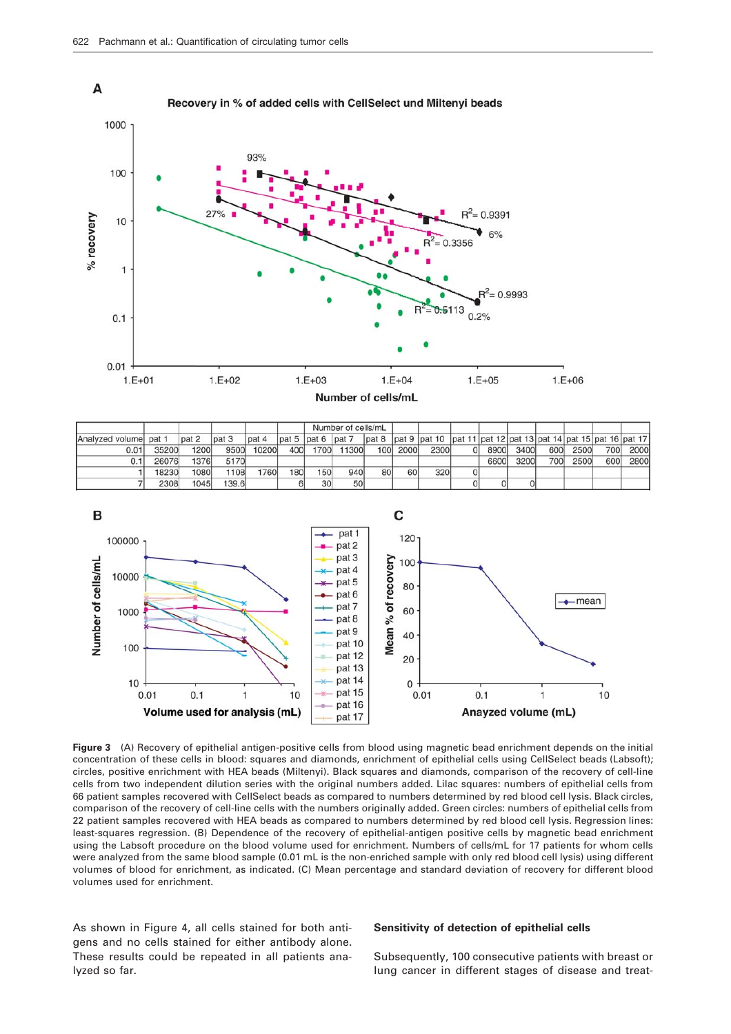| Analyzed volume | Number of cells/mL | | | | | | | | | | | | | | | | |
|---|---|---|---|---|---|---|---|---|---|---|---|---|---|---|---|---|---|
| | pat 1 | pat 2 | pat 3 | pat 4 | pat 5 | pat 6 | pat 7 | pat 8 | pat 9 | pat 10 | pat 11 | pat 12 | pat 13 | pat 14 | pat 15 | pat 16 | pat 17 |
| 0.01 | 35200 | 1200 | 9500 | 10200 | 400 | 1700 | 11300 | 100 | 2000 | 2300 | 0 | 8900 | 3400 | 600 | 2500 | 700 | 2000 |
| 0.1 | 26076 | 1376 | 5170 | | | | | | | | | 6600 | 3200 | 700 | 2500 | 600 | 2800 |
| 1 | 18230 | 1080 | 1108 | 1760 | 180 | 150 | 940 | 80 | 60 | 320 | 0 | | | | | | |
| 7 | 2308 | 1045 | 139.6 | | 6 | 30 | 50 | | | | 0 | 0 | 0 | | | | |

**Figure 3** (A) Recovery of epithelial antigen-positive cells from blood using magnetic bead enrichment depends on the initial concentration of these cells in blood: squares and diamonds, enrichment of epithelial cells using CellSelect beads (Labsoft); circles, positive enrichment with HEA beads (Miltenyi). Black squares and diamonds, comparison of the recovery of cell-line cells from two independent dilution series with the original numbers added. Lilac squares: numbers of epithelial cells from 66 patient samples recovered with CellSelect beads as compared to numbers determined by red blood cell lysis. Black circles, comparison of the recovery of cell-line cells with the numbers originally added. Green circles: numbers of epithelial cells from 22 patient samples recovered with HEA beads as compared to numbers determined by red blood cell lysis. Regression lines: least-squares regression. (B) Dependence of the recovery of epithelial-antigen positive cells by magnetic bead enrichment using the Labsoft procedure on the blood volume used for enrichment. Numbers of cells/mL for 17 patients for whom cells were analyzed from the same blood sample (0.01 mL is the non-enriched sample with only red blood cell lysis) using different volumes of blood for enrichment, as indicated. (C) Mean percentage and standard deviation of recovery for different blood volumes used for enrichment.

As shown in Figure 4, all cells stained for both antigens and no cells stained for either antibody alone. These results could be repeated in all patients analyzed so far.

### Sensitivity of detection of epithelial cells

Subsequently, 100 consecutive patients with breast or lung cancer in different stages of disease and treat-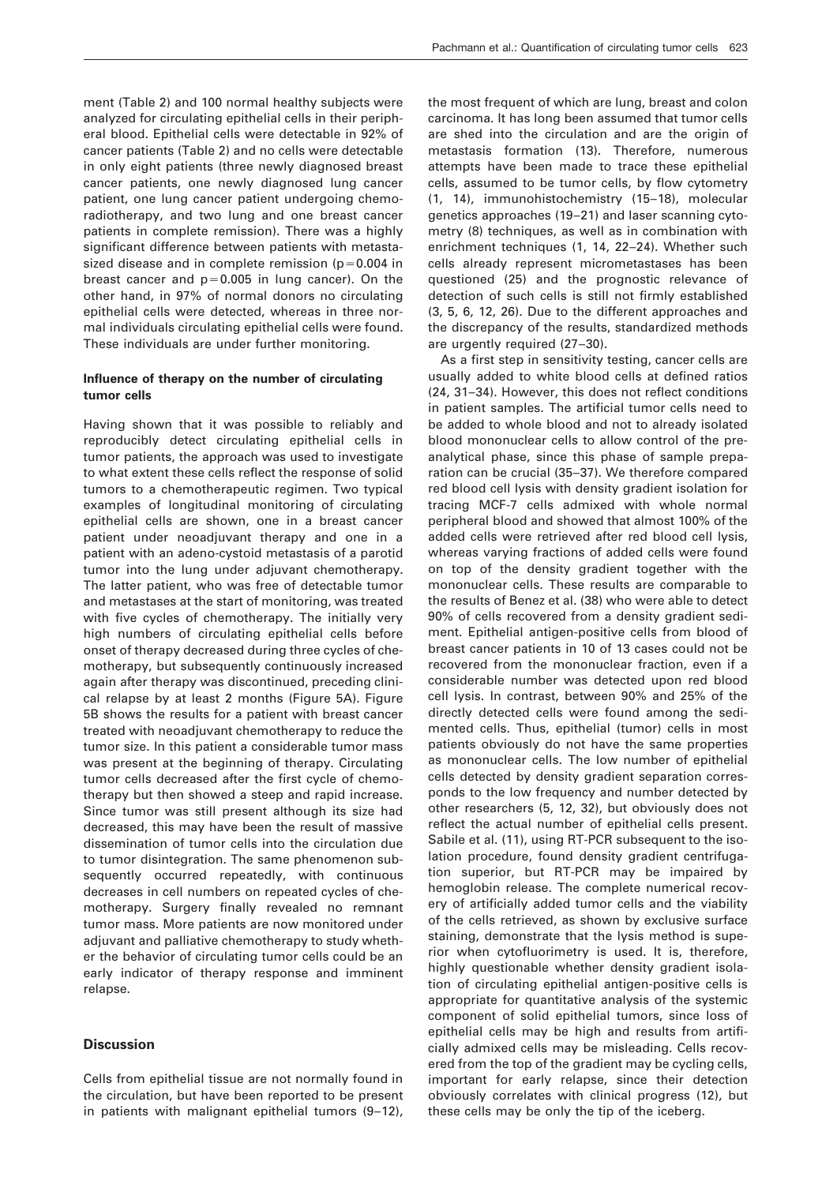ment (Table 2) and 100 normal healthy subjects were analyzed for circulating epithelial cells in their peripheral blood. Epithelial cells were detectable in 92% of cancer patients (Table 2) and no cells were detectable in only eight patients (three newly diagnosed breast cancer patients, one newly diagnosed lung cancer patient, one lung cancer patient undergoing chemoradiotherapy, and two lung and one breast cancer patients in complete remission). There was a highly significant difference between patients with metastasized disease and in complete remission ($p=0.004$ in breast cancer and $p=0.005$ in lung cancer). On the other hand, in 97% of normal donors no circulating epithelial cells were detected, whereas in three normal individuals circulating epithelial cells were found. These individuals are under further monitoring.

### Influence of therapy on the number of circulating tumor cells

Having shown that it was possible to reliably and reproducibly detect circulating epithelial cells in tumor patients, the approach was used to investigate to what extent these cells reflect the response of solid tumors to a chemotherapeutic regimen. Two typical examples of longitudinal monitoring of circulating epithelial cells are shown, one in a breast cancer patient under neoadjuvant therapy and one in a patient with an adeno-cystoid metastasis of a parotid tumor into the lung under adjuvant chemotherapy. The latter patient, who was free of detectable tumor and metastases at the start of monitoring, was treated with five cycles of chemotherapy. The initially very high numbers of circulating epithelial cells before onset of therapy decreased during three cycles of chemotherapy, but subsequently continuously increased again after therapy was discontinued, preceding clinical relapse by at least 2 months (Figure 5A). Figure 5B shows the results for a patient with breast cancer treated with neoadjuvant chemotherapy to reduce the tumor size. In this patient a considerable tumor mass was present at the beginning of therapy. Circulating tumor cells decreased after the first cycle of chemotherapy but then showed a steep and rapid increase. Since tumor was still present although its size had decreased, this may have been the result of massive dissemination of tumor cells into the circulation due to tumor disintegration. The same phenomenon subsequently occurred repeatedly, with continuous decreases in cell numbers on repeated cycles of chemotherapy. Surgery finally revealed no remnant tumor mass. More patients are now monitored under adjuvant and palliative chemotherapy to study whether the behavior of circulating tumor cells could be an early indicator of therapy response and imminent relapse.

## Discussion

Cells from epithelial tissue are not normally found in the circulation, but have been reported to be present in patients with malignant epithelial tumors (9–12), the most frequent of which are lung, breast and colon carcinoma. It has long been assumed that tumor cells are shed into the circulation and are the origin of metastasis formation (13). Therefore, numerous attempts have been made to trace these epithelial cells, assumed to be tumor cells, by flow cytometry (1, 14), immunohistochemistry (15–18), molecular genetics approaches (19–21) and laser scanning cytometry (8) techniques, as well as in combination with enrichment techniques (1, 14, 22–24). Whether such cells already represent micrometastases has been questioned (25) and the prognostic relevance of detection of such cells is still not firmly established (3, 5, 6, 12, 26). Due to the different approaches and the discrepancy of the results, standardized methods are urgently required (27–30).

As a first step in sensitivity testing, cancer cells are usually added to white blood cells at defined ratios (24, 31–34). However, this does not reflect conditions in patient samples. The artificial tumor cells need to be added to whole blood and not to already isolated blood mononuclear cells to allow control of the preanalytical phase, since this phase of sample preparation can be crucial (35–37). We therefore compared red blood cell lysis with density gradient isolation for tracing MCF-7 cells admixed with whole normal peripheral blood and showed that almost 100% of the added cells were retrieved after red blood cell lysis, whereas varying fractions of added cells were found on top of the density gradient together with the mononuclear cells. These results are comparable to the results of Benez et al. (38) who were able to detect 90% of cells recovered from a density gradient sediment. Epithelial antigen-positive cells from blood of breast cancer patients in 10 of 13 cases could not be recovered from the mononuclear fraction, even if a considerable number was detected upon red blood cell lysis. In contrast, between 90% and 25% of the directly detected cells were found among the sedimented cells. Thus, epithelial (tumor) cells in most patients obviously do not have the same properties as mononuclear cells. The low number of epithelial cells detected by density gradient separation corresponds to the low frequency and number detected by other researchers (5, 12, 32), but obviously does not reflect the actual number of epithelial cells present. Sabile et al. (11), using RT-PCR subsequent to the isolation procedure, found density gradient centrifugation superior, but RT-PCR may be impaired by hemoglobin release. The complete numerical recovery of artificially added tumor cells and the viability of the cells retrieved, as shown by exclusive surface staining, demonstrate that the lysis method is superior when cytofluorimetry is used. It is, therefore, highly questionable whether density gradient isolation of circulating epithelial antigen-positive cells is appropriate for quantitative analysis of the systemic component of solid epithelial tumors, since loss of epithelial cells may be high and results from artificially admixed cells may be misleading. Cells recovered from the top of the gradient may be cycling cells, important for early relapse, since their detection obviously correlates with clinical progress (12), but these cells may be only the tip of the iceberg.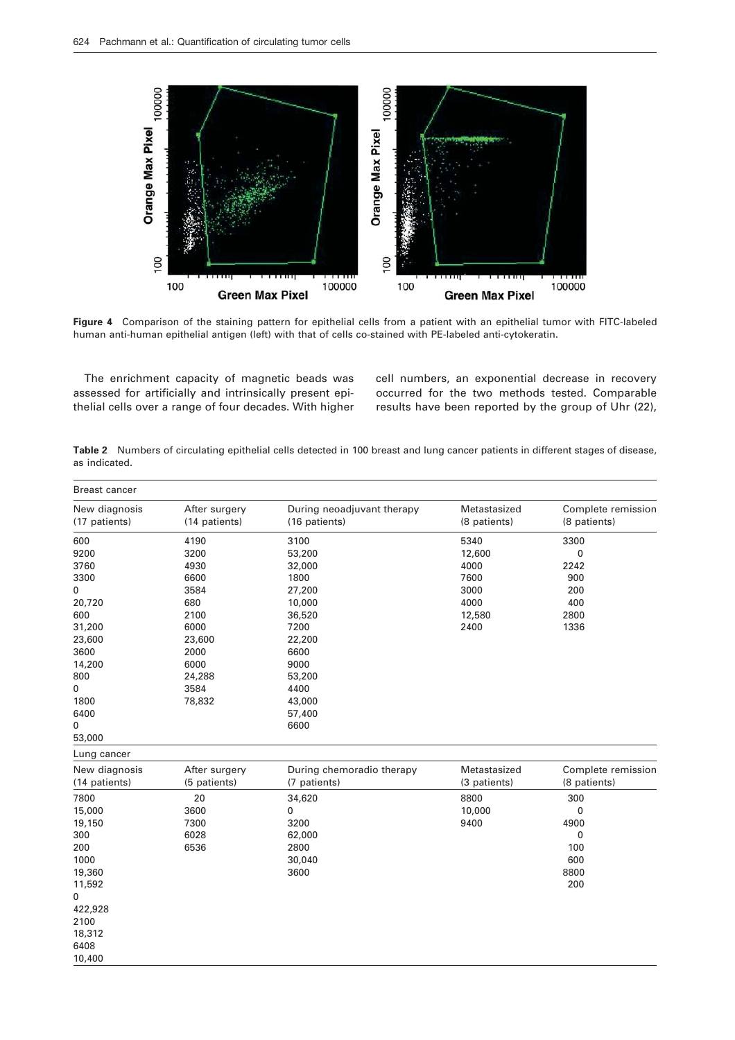**Figure 4** Comparison of the staining pattern for epithelial cells from a patient with an epithelial tumor with FITC-labeled human anti-human epithelial antigen (left) with that of cells co-stained with PE-labeled anti-cytokeratin.

The enrichment capacity of magnetic beads was assessed for artificially and intrinsically present epithelial cells over a range of four decades. With higher cell numbers, an exponential decrease in recovery occurred for the two methods tested. Comparable results have been reported by the group of Uhr (22),

**Table 2** Numbers of circulating epithelial cells detected in 100 breast and lung cancer patients in different stages of disease, as indicated.

| Breast cancer | | | | |
|---|---|---|---|---|
| New diagnosis (17 patients) | After surgery (14 patients) | During neoadjuvant therapy (16 patients) | Metastasized (8 patients) | Complete remission (8 patients) |
| 600 | 4190 | 3100 | 5340 | 3300 |
| 9200 | 3200 | 53,200 | 12,600 | 0 |
| 3760 | 4930 | 32,000 | 4000 | 2242 |
| 3300 | 6600 | 1800 | 7600 | 900 |
| 0 | 3584 | 27,200 | 3000 | 200 |
| 20,720 | 680 | 10,000 | 4000 | 400 |
| 600 | 2100 | 36,520 | 12,580 | 2800 |
| 31,200 | 6000 | 7200 | 2400 | 1336 |
| 23,600 | 23,600 | 22,200 | | |
| 3600 | 2000 | 6600 | | |
| 14,200 | 6000 | 9000 | | |
| 800 | 24,288 | 53,200 | | |
| 0 | 3584 | 4400 | | |
| 1800 | 78,832 | 43,000 | | |
| 6400 | | 57,400 | | |
| 0 | | 6600 | | |
| 53,000 | | | | |

| Lung cancer | | | | |
|---|---|---|---|---|
| New diagnosis (14 patients) | After surgery (5 patients) | During chemoradio therapy (7 patients) | Metastasized (3 patients) | Complete remission (8 patients) |
| 7800 | 20 | 34,620 | 8800 | 300 |
| 15,000 | 3600 | 0 | 10,000 | 0 |
| 19,150 | 7300 | 3200 | 9400 | 4900 |
| 300 | 6028 | 62,000 | | 0 |
| 200 | 6536 | 2800 | | 100 |
| 1000 | | 30,040 | | 600 |
| 19,360 | | 3600 | | 8800 |
| 11,592 | | | | 200 |
| 0 | | | | |
| 422,928 | | | | |
| 2100 | | | | |
| 18,312 | | | | |
| 6408 | | | | |
| 10,400 | | | | |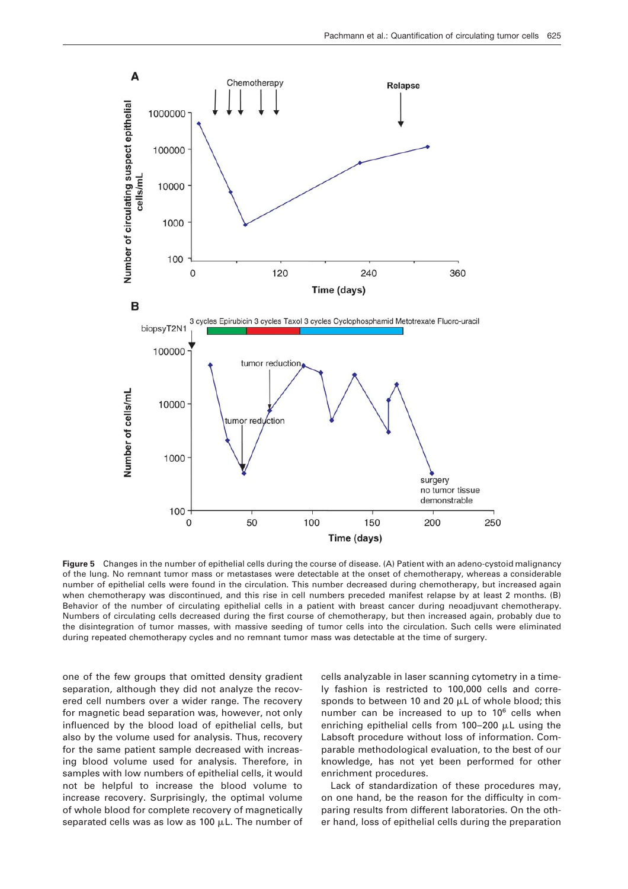**Figure 5** Changes in the number of epithelial cells during the course of disease. (A) Patient with an adeno-cystoid malignancy of the lung. No remnant tumor mass or metastases were detectable at the onset of chemotherapy, whereas a considerable number of epithelial cells were found in the circulation. This number decreased during chemotherapy, but increased again when chemotherapy was discontinued, and this rise in cell numbers preceded manifest relapse by at least 2 months. (B) Behavior of the number of circulating epithelial cells in a patient with breast cancer during neoadjuvant chemotherapy. Numbers of circulating cells decreased during the first course of chemotherapy, but then increased again, probably due to the disintegration of tumor masses, with massive seeding of tumor cells into the circulation. Such cells were eliminated during repeated chemotherapy cycles and no remnant tumor mass was detectable at the time of surgery.

one of the few groups that omitted density gradient separation, although they did not analyze the recovered cell numbers over a wider range. The recovery for magnetic bead separation was, however, not only influenced by the blood load of epithelial cells, but also by the volume used for analysis. Thus, recovery for the same patient sample decreased with increasing blood volume used for analysis. Therefore, in samples with low numbers of epithelial cells, it would not be helpful to increase the blood volume to increase recovery. Surprisingly, the optimal volume of whole blood for complete recovery of magnetically separated cells was as low as 100 μL. The number of cells analyzable in laser scanning cytometry in a timely fashion is restricted to 100,000 cells and corresponds to between 10 and 20 μL of whole blood; this number can be increased to up to $10^6$ cells when enriching epithelial cells from 100–200 μL using the Labsoft procedure without loss of information. Comparable methodological evaluation, to the best of our knowledge, has not yet been performed for other enrichment procedures.

Lack of standardization of these procedures may, on one hand, be the reason for the difficulty in comparing results from different laboratories. On the other hand, loss of epithelial cells during the preparation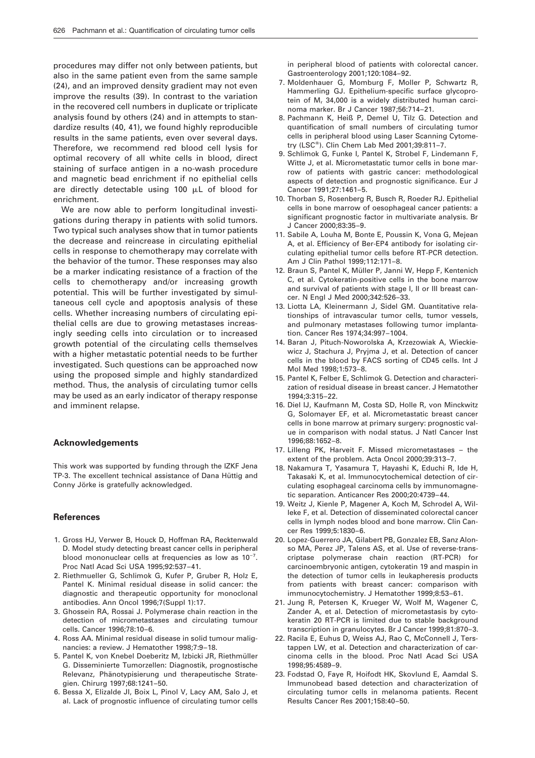procedures may differ not only between patients, but also in the same patient even from the same sample (24), and an improved density gradient may not even improve the results (39). In contrast to the variation in the recovered cell numbers in duplicate or triplicate analysis found by others (24) and in attempts to standardize results (40, 41), we found highly reproducible results in the same patients, even over several days. Therefore, we recommend red blood cell lysis for optimal recovery of all white cells in blood, direct staining of surface antigen in a no-wash procedure and magnetic bead enrichment if no epithelial cells are directly detectable using 100 μL of blood for enrichment.

We are now able to perform longitudinal investigations during therapy in patients with solid tumors. Two typical such analyses show that in tumor patients the decrease and reincrease in circulating epithelial cells in response to chemotherapy may correlate with the behavior of the tumor. These responses may also be a marker indicating resistance of a fraction of the cells to chemotherapy and/or increasing growth potential. This will be further investigated by simultaneous cell cycle and apoptosis analysis of these cells. Whether increasing numbers of circulating epithelial cells are due to growing metastases increasingly seeding cells into circulation or to increased growth potential of the circulating cells themselves with a higher metastatic potential needs to be further investigated. Such questions can be approached now using the proposed simple and highly standardized method. Thus, the analysis of circulating tumor cells may be used as an early indicator of therapy response and imminent relapse.

## Acknowledgements

This work was supported by funding through the IZKF Jena TP-3. The excellent technical assistance of Dana Hüttig and Conny Jörke is gratefully acknowledged.

## References

1. Gross HJ, Verwer B, Houck D, Hoffman RA, Recktenwald D. Model study detecting breast cancer cells in peripheral blood mononuclear cells at frequencies as low as $10^{-7}$. Proc Natl Acad Sci USA 1995;92:537–41.
2. Riethmueller G, Schlimok G, Kufer P, Gruber R, Holz E, Pantel K. Minimal residual disease in solid cancer: the diagnostic and therapeutic opportunity for monoclonal antibodies. Ann Oncol 1996;7(Suppl 1):17.
3. Ghossein RA, Rossai J. Polymerase chain reaction in the detection of micrometastases and circulating tumour cells. Cancer 1996;78:10–6.
4. Ross AA. Minimal residual disease in solid tumour malignancies: a review. J Hematother 1998;7:9–18.
5. Pantel K, von Knebel Doeberitz M, Izbicki JR, Riethmüller G. Disseminierte Tumorzellen: Diagnostik, prognostische Relevanz, Phänotypisierung und therapeutische Strategien. Chirurg 1997;68:1241–50.
6. Bessa X, Elizalde JI, Boix L, Pinol V, Lacy AM, Salo J, et al. Lack of prognostic influence of circulating tumor cells in peripheral blood of patients with colorectal cancer. Gastroenterology 2001;120:1084–92.
7. Moldenhauer G, Momburg F, Moller P, Schwartz R, Hammerling GJ. Epithelium-specific surface glycoprotein of $M_r$ 34,000 is a widely distributed human carcinoma marker. Br J Cancer 1987;56:714–21.
8. Pachmann K, Heiß P, Demel U, Tilz G. Detection and quantification of small numbers of circulating tumor cells in peripheral blood using Laser Scanning Cytometry (LSC®). Clin Chem Lab Med 2001;39:811–7.
9. Schlimok G, Funke I, Pantel K, Strobel F, Lindemann F, Witte J, et al. Micrometastatic tumor cells in bone marrow of patients with gastric cancer: methodological aspects of detection and prognostic significance. Eur J Cancer 1991;27:1461–5.
10. Thorban S, Rosenberg R, Busch R, Roeder RJ. Epithelial cells in bone marrow of oesophageal cancer patients: a significant prognostic factor in multivariate analysis. Br J Cancer 2000;83:35–9.
11. Sabile A, Louha M, Bonte E, Poussin K, Vona G, Mejean A, et al. Efficiency of Ber-EP4 antibody for isolating circulating epithelial tumor cells before RT-PCR detection. Am J Clin Pathol 1999;112:171–8.
12. Braun S, Pantel K, Müller P, Janni W, Hepp F, Kentenich C, et al. Cytokeratin-positive cells in the bone marrow and survival of patients with stage I, II or III breast cancer. N Engl J Med 2000;342:526–33.
13. Liotta LA, Kleinermann J, Sidel GM. Quantitative relationships of intravascular tumor cells, tumor vessels, and pulmonary metastases following tumor implantation. Cancer Res 1974;34:997–1004.
14. Baran J, Pituch-Noworolska A, Krzezowiak A, Wieckiewicz J, Stachura J, Pryjma J, et al. Detection of cancer cells in the blood by FACS sorting of CD45 cells. Int J Mol Med 1998;1:573–8.
15. Pantel K, Felber E, Schlimok G. Detection and characterization of residual disease in breast cancer. J Hematother 1994;3:315–22.
16. Diel IJ, Kaufmann M, Costa SD, Holle R, von Minckwitz G, Solomayer EF, et al. Micrometastatic breast cancer cells in bone marrow at primary surgery: prognostic value in comparison with nodal status. J Natl Cancer Inst 1996;88:1652–8.
17. Lilleng PK, Harveit F. Missed micrometastases – the extent of the problem. Acta Oncol 2000;39:313–7.
18. Nakamura T, Yasamura T, Hayashi K, Educhi R, Ide H, Takasaki K, et al. Immunocytochemical detection of circulating esophageal carcinoma cells by immunomagnetic separation. Anticancer Res 2000;20:4739–44.
19. Weitz J, Kienle P, Magener A, Koch M, Schrodel A, Willeke F, et al. Detection of disseminated colorectal cancer cells in lymph nodes blood and bone marrow. Clin Cancer Res 1999;5:1830–6.
20. Lopez-Guerrero JA, Gilabert PB, Gonzalez EB, Sanz Alonso MA, Perez JP, Talens AS, et al. Use of reverse-transcriptase polymerase chain reaction (RT-PCR) for carcinoembryonic antigen, cytokeratin 19 and maspin in the detection of tumor cells in leukapheresis products from patients with breast cancer: comparison with immunocytochemistry. J Hematother 1999;8:53–61.
21. Jung R, Petersen K, Krueger W, Wolf M, Wagener C, Zander A, et al. Detection of micrometastasis by cytokeratin 20 RT-PCR is limited due to stable background transcription in granulocytes. Br J Cancer 1999;81:870–3.
22. Racila E, Euhus D, Weiss AJ, Rao C, McConnell J, Terstappen LW, et al. Detection and characterization of carcinoma cells in the blood. Proc Natl Acad Sci USA 1998;95:4589–9.
23. Fodstad O, Faye R, Hoifodt HK, Skovlund E, Aamdal S. Immunobead based detection and characterization of circulating tumor cells in melanoma patients. Recent Results Cancer Res 2001;158:40–50.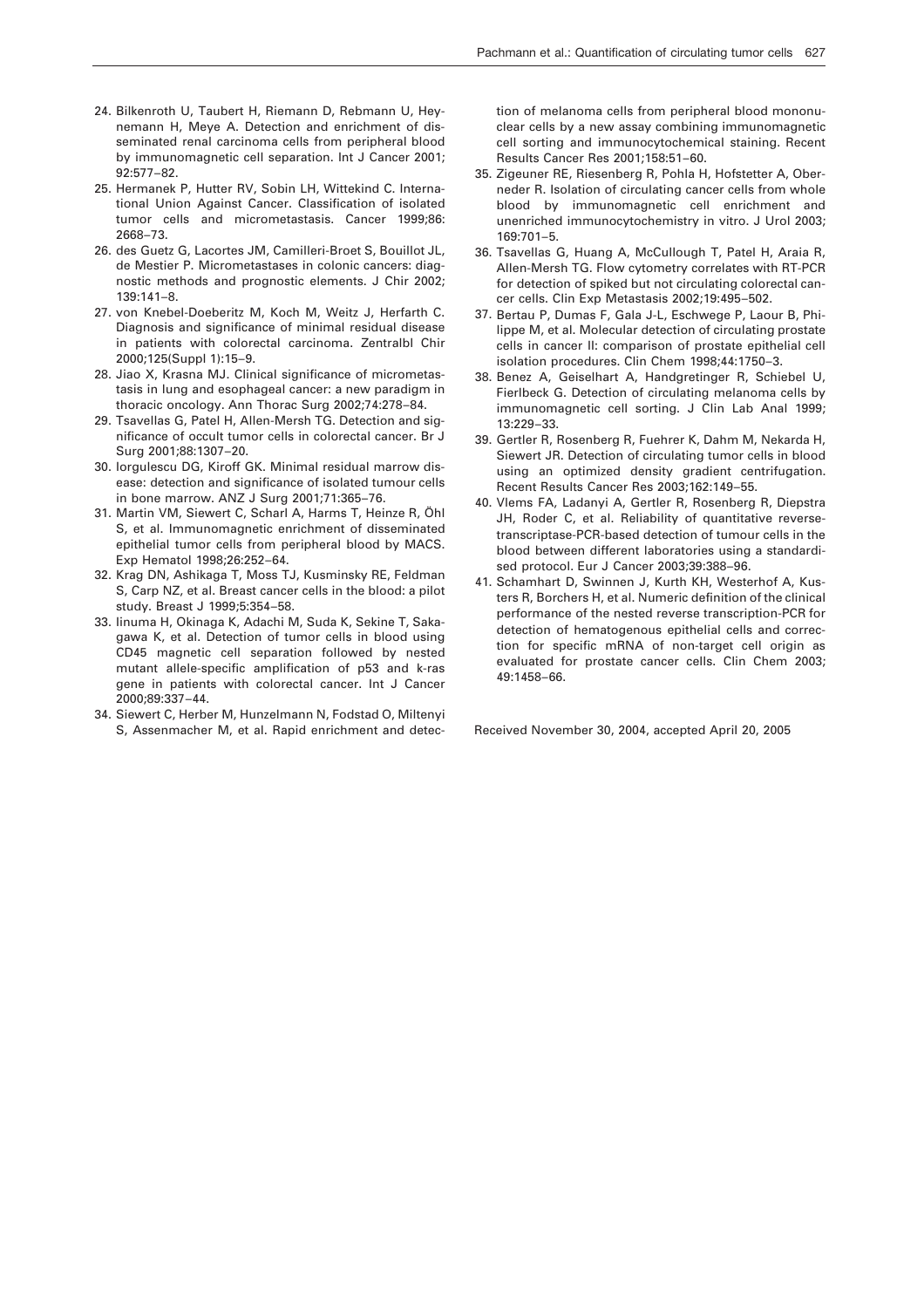24. Bilkenroth U, Taubert H, Riemann D, Rebmann U, Heynemann H, Meye A. Detection and enrichment of disseminated renal carcinoma cells from peripheral blood by immunomagnetic cell separation. Int J Cancer 2001; 92:577–82.
25. Hermanek P, Hutter RV, Sobin LH, Wittekind C. International Union Against Cancer. Classification of isolated tumor cells and micrometastasis. Cancer 1999;86: 2668–73.
26. des Guetz G, Lacortes JM, Camilleri-Broet S, Bouillot JL, de Mestier P. Micrometastases in colonic cancers: diagnostic methods and prognostic elements. J Chir 2002; 139:141–8.
27. von Knebel-Doeberitz M, Koch M, Weitz J, Herfarth C. Diagnosis and significance of minimal residual disease in patients with colorectal carcinoma. Zentralbl Chir 2000;125(Suppl 1):15–9.
28. Jiao X, Krasna MJ. Clinical significance of micrometastasis in lung and esophageal cancer: a new paradigm in thoracic oncology. Ann Thorac Surg 2002;74:278–84.
29. Tsavellas G, Patel H, Allen-Mersh TG. Detection and significance of occult tumor cells in colorectal cancer. Br J Surg 2001;88:1307–20.
30. Iorgulescu DG, Kiroff GK. Minimal residual marrow disease: detection and significance of isolated tumour cells in bone marrow. ANZ J Surg 2001;71:365–76.
31. Martin VM, Siewert C, Scharl A, Harms T, Heinze R, Öhl S, et al. Immunomagnetic enrichment of disseminated epithelial tumor cells from peripheral blood by MACS. Exp Hematol 1998;26:252–64.
32. Krag DN, Ashikaga T, Moss TJ, Kusminsky RE, Feldman S, Carp NZ, et al. Breast cancer cells in the blood: a pilot study. Breast J 1999;5:354–58.
33. Iinuma H, Okinaga K, Adachi M, Suda K, Sekine T, Sakagawa K, et al. Detection of tumor cells in blood using CD45 magnetic cell separation followed by nested mutant allele-specific amplification of p53 and k-ras gene in patients with colorectal cancer. Int J Cancer 2000;89:337–44.
34. Siewert C, Herber M, Hunzelmann N, Fodstad O, Miltenyi S, Assenmacher M, et al. Rapid enrichment and detection of melanoma cells from peripheral blood mononuclear cells by a new assay combining immunomagnetic cell sorting and immunocytochemical staining. Recent Results Cancer Res 2001;158:51–60.
35. Zigeuner RE, Riesenberg R, Pohla H, Hofstetter A, Oberneder R. Isolation of circulating cancer cells from whole blood by immunomagnetic cell enrichment and unenriched immunocytochemistry in vitro. J Urol 2003; 169:701–5.
36. Tsavellas G, Huang A, McCullough T, Patel H, Araia R, Allen-Mersh TG. Flow cytometry correlates with RT-PCR for detection of spiked but not circulating colorectal cancer cells. Clin Exp Metastasis 2002;19:495–502.
37. Bertau P, Dumas F, Gala J-L, Eschwege P, Laour B, Philippe M, et al. Molecular detection of circulating prostate cells in cancer II: comparison of prostate epithelial cell isolation procedures. Clin Chem 1998;44:1750–3.
38. Benez A, Geiselhart A, Handgretinger R, Schiebel U, Fierlbeck G. Detection of circulating melanoma cells by immunomagnetic cell sorting. J Clin Lab Anal 1999; 13:229–33.
39. Gertler R, Rosenberg R, Fuehrer K, Dahm M, Nekarda H, Siewert JR. Detection of circulating tumor cells in blood using an optimized density gradient centrifugation. Recent Results Cancer Res 2003;162:149–55.
40. Vlems FA, Ladanyi A, Gertler R, Rosenberg R, Diepstra JH, Roder C, et al. Reliability of quantitative reverse-transcriptase-PCR-based detection of tumour cells in the blood between different laboratories using a standardised protocol. Eur J Cancer 2003;39:388–96.
41. Schamhart D, Swinnen J, Kurth KH, Westerhof A, Kusters R, Borchers H, et al. Numeric definition of the clinical performance of the nested reverse transcription-PCR for detection of hematogenous epithelial cells and correction for specific mRNA of non-target cell origin as evaluated for prostate cancer cells. Clin Chem 2003; 49:1458–66.

Received November 30, 2004, accepted April 20, 2005